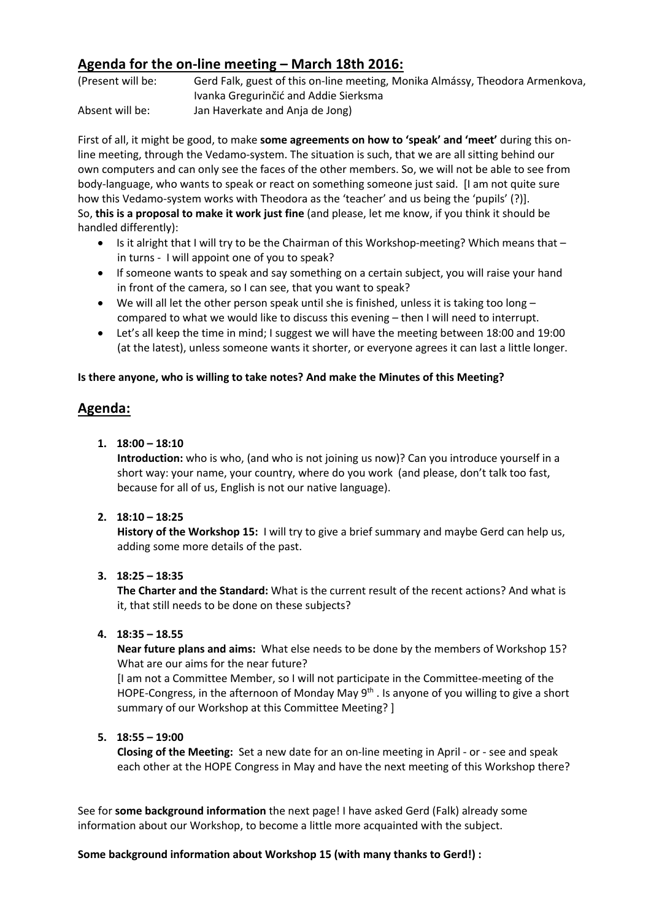## Agenda for the on-line meeting – March 18th 2016:

(Present will be: Gerd Falk, guest of this on-line meeting, Monika Almássy, Theodora Armenkova, Ivanka Gregurinčić and Addie Sierksma
Absent will be: Jan Haverkate and Anja de Jong)

First of all, it might be good, to make **some agreements on how to 'speak' and 'meet'** during this on-line meeting, through the Vedamo-system. The situation is such, that we are all sitting behind our own computers and can only see the faces of the other members. So, we will not be able to see from body-language, who wants to speak or react on something someone just said. [I am not quite sure how this Vedamo-system works with Theodora as the 'teacher' and us being the 'pupils' (?)].
So, **this is a proposal to make it work just fine** (and please, let me know, if you think it should be handled differently):

- Is it alright that I will try to be the Chairman of this Workshop-meeting? Which means that – in turns - I will appoint one of you to speak?
- If someone wants to speak and say something on a certain subject, you will raise your hand in front of the camera, so I can see, that you want to speak?
- We will all let the other person speak until she is finished, unless it is taking too long – compared to what we would like to discuss this evening – then I will need to interrupt.
- Let's all keep the time in mind; I suggest we will have the meeting between 18:00 and 19:00 (at the latest), unless someone wants it shorter, or everyone agrees it can last a little longer.

**Is there anyone, who is willing to take notes? And make the Minutes of this Meeting?**

## Agenda:

1. **18:00 – 18:10**
   **Introduction:** who is who, (and who is not joining us now)? Can you introduce yourself in a short way: your name, your country, where do you work (and please, don't talk too fast, because for all of us, English is not our native language).

2. **18:10 – 18:25**
   **History of the Workshop 15:** I will try to give a brief summary and maybe Gerd can help us, adding some more details of the past.

3. **18:25 – 18:35**
   **The Charter and the Standard:** What is the current result of the recent actions? And what is it, that still needs to be done on these subjects?

4. **18:35 – 18.55**
   **Near future plans and aims:** What else needs to be done by the members of Workshop 15? What are our aims for the near future?
   [I am not a Committee Member, so I will not participate in the Committee-meeting of the HOPE-Congress, in the afternoon of Monday May 9th . Is anyone of you willing to give a short summary of our Workshop at this Committee Meeting? ]

5. **18:55 – 19:00**
   **Closing of the Meeting:** Set a new date for an on-line meeting in April - or - see and speak each other at the HOPE Congress in May and have the next meeting of this Workshop there?

See for **some background information** the next page! I have asked Gerd (Falk) already some information about our Workshop, to become a little more acquainted with the subject.

**Some background information about Workshop 15 (with many thanks to Gerd!) :**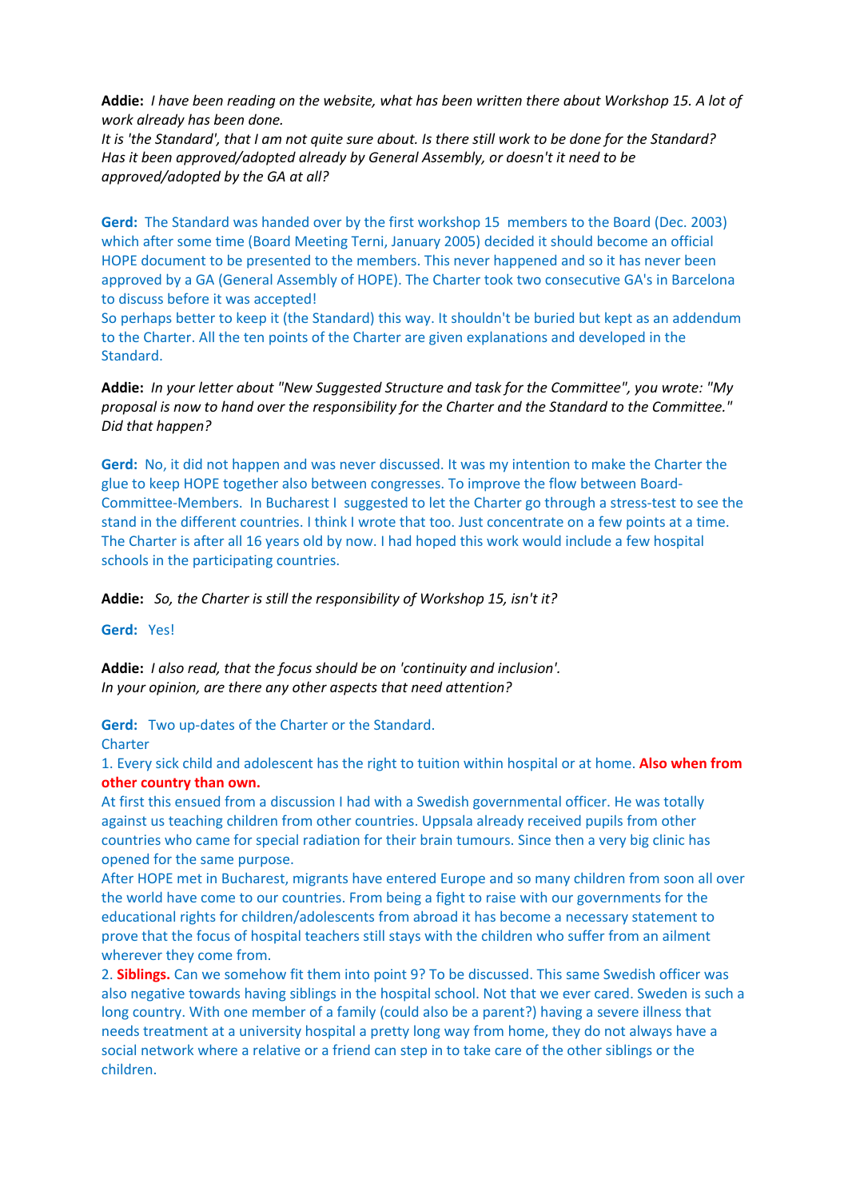**Addie:** *I have been reading on the website, what has been written there about Workshop 15. A lot of work already has been done.*
*It is 'the Standard', that I am not quite sure about. Is there still work to be done for the Standard? Has it been approved/adopted already by General Assembly, or doesn't it need to be approved/adopted by the GA at all?*

**Gerd:** The Standard was handed over by the first workshop 15 members to the Board (Dec. 2003) which after some time (Board Meeting Terni, January 2005) decided it should become an official HOPE document to be presented to the members. This never happened and so it has never been approved by a GA (General Assembly of HOPE). The Charter took two consecutive GA's in Barcelona to discuss before it was accepted!
So perhaps better to keep it (the Standard) this way. It shouldn't be buried but kept as an addendum to the Charter. All the ten points of the Charter are given explanations and developed in the Standard.

**Addie:** *In your letter about "New Suggested Structure and task for the Committee", you wrote: "My proposal is now to hand over the responsibility for the Charter and the Standard to the Committee." Did that happen?*

**Gerd:** No, it did not happen and was never discussed. It was my intention to make the Charter the glue to keep HOPE together also between congresses. To improve the flow between Board-Committee-Members. In Bucharest I suggested to let the Charter go through a stress-test to see the stand in the different countries. I think I wrote that too. Just concentrate on a few points at a time. The Charter is after all 16 years old by now. I had hoped this work would include a few hospital schools in the participating countries.

**Addie:** *So, the Charter is still the responsibility of Workshop 15, isn't it?*

**Gerd:** Yes!

**Addie:** *I also read, that the focus should be on 'continuity and inclusion'.*
*In your opinion, are there any other aspects that need attention?*

**Gerd:** Two up-dates of the Charter or the Standard.
Charter
1. Every sick child and adolescent has the right to tuition within hospital or at home. **Also when from other country than own.**
At first this ensued from a discussion I had with a Swedish governmental officer. He was totally against us teaching children from other countries. Uppsala already received pupils from other countries who came for special radiation for their brain tumours. Since then a very big clinic has opened for the same purpose.
After HOPE met in Bucharest, migrants have entered Europe and so many children from soon all over the world have come to our countries. From being a fight to raise with our governments for the educational rights for children/adolescents from abroad it has become a necessary statement to prove that the focus of hospital teachers still stays with the children who suffer from an ailment wherever they come from.
2. **Siblings.** Can we somehow fit them into point 9? To be discussed. This same Swedish officer was also negative towards having siblings in the hospital school. Not that we ever cared. Sweden is such a long country. With one member of a family (could also be a parent?) having a severe illness that needs treatment at a university hospital a pretty long way from home, they do not always have a social network where a relative or a friend can step in to take care of the other siblings or the children.